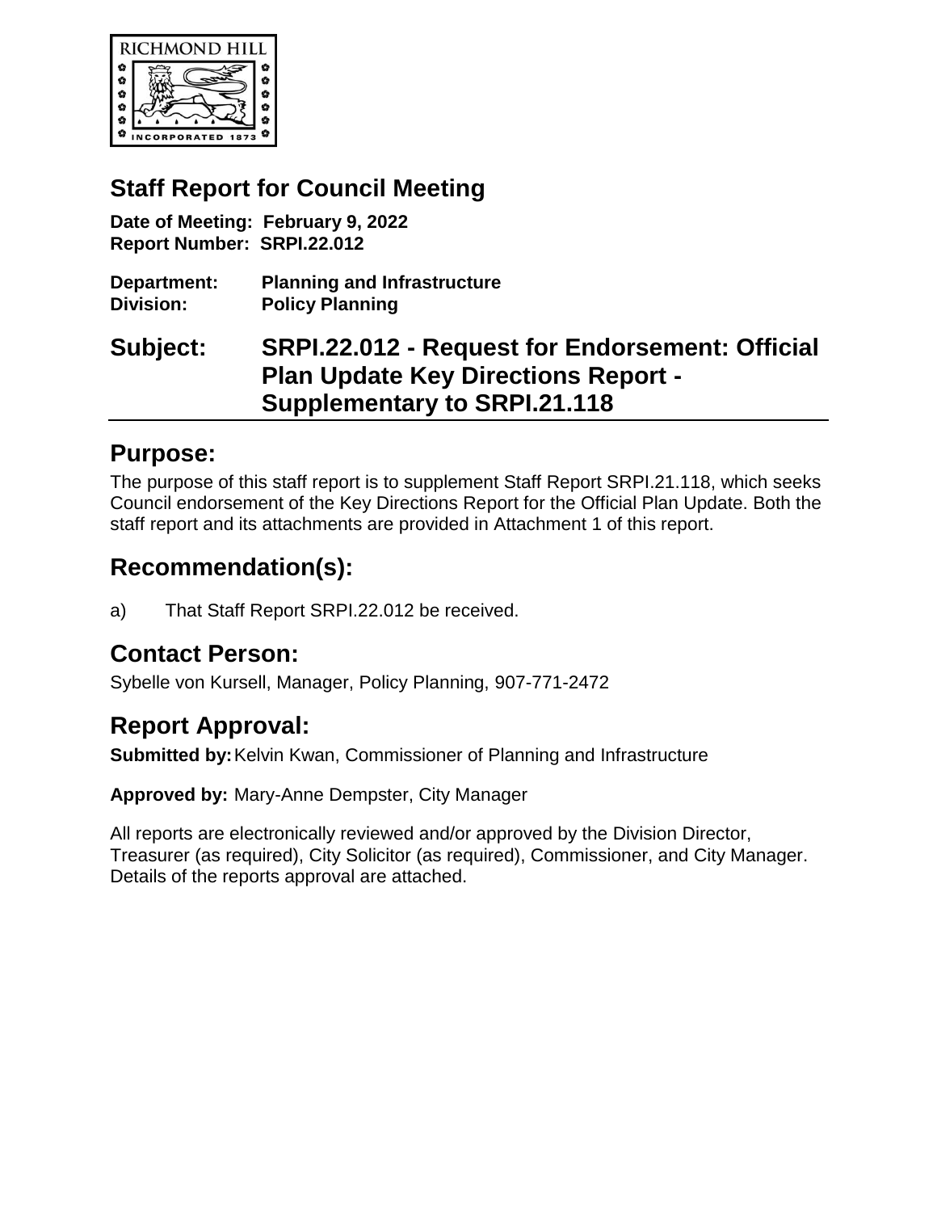# Staff Report for Council Meeting

**Date of Meeting: February 9, 2022**
**Report Number: SRPI.22.012**

**Department:** **Planning and Infrastructure**
**Division:** **Policy Planning**

## Subject: SRPI.22.012 - Request for Endorsement: Official Plan Update Key Directions Report - Supplementary to SRPI.21.118

## Purpose:

The purpose of this staff report is to supplement Staff Report SRPI.21.118, which seeks Council endorsement of the Key Directions Report for the Official Plan Update. Both the staff report and its attachments are provided in Attachment 1 of this report.

## Recommendation(s):

a) That Staff Report SRPI.22.012 be received.

## Contact Person:

Sybelle von Kursell, Manager, Policy Planning, 907-771-2472

## Report Approval:

**Submitted by:** Kelvin Kwan, Commissioner of Planning and Infrastructure

**Approved by:** Mary-Anne Dempster, City Manager

All reports are electronically reviewed and/or approved by the Division Director, Treasurer (as required), City Solicitor (as required), Commissioner, and City Manager. Details of the reports approval are attached.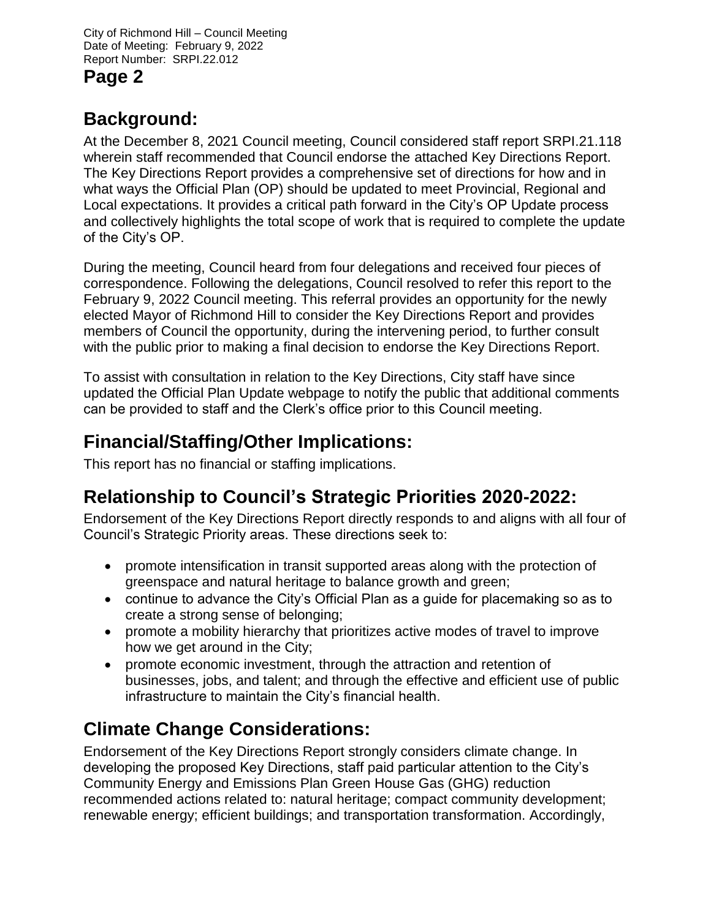## Background:

At the December 8, 2021 Council meeting, Council considered staff report SRPI.21.118 wherein staff recommended that Council endorse the attached Key Directions Report. The Key Directions Report provides a comprehensive set of directions for how and in what ways the Official Plan (OP) should be updated to meet Provincial, Regional and Local expectations. It provides a critical path forward in the City's OP Update process and collectively highlights the total scope of work that is required to complete the update of the City's OP.

During the meeting, Council heard from four delegations and received four pieces of correspondence. Following the delegations, Council resolved to refer this report to the February 9, 2022 Council meeting. This referral provides an opportunity for the newly elected Mayor of Richmond Hill to consider the Key Directions Report and provides members of Council the opportunity, during the intervening period, to further consult with the public prior to making a final decision to endorse the Key Directions Report.

To assist with consultation in relation to the Key Directions, City staff have since updated the Official Plan Update webpage to notify the public that additional comments can be provided to staff and the Clerk's office prior to this Council meeting.

## Financial/Staffing/Other Implications:

This report has no financial or staffing implications.

## Relationship to Council's Strategic Priorities 2020-2022:

Endorsement of the Key Directions Report directly responds to and aligns with all four of Council's Strategic Priority areas. These directions seek to:

- promote intensification in transit supported areas along with the protection of greenspace and natural heritage to balance growth and green;
- continue to advance the City's Official Plan as a guide for placemaking so as to create a strong sense of belonging;
- promote a mobility hierarchy that prioritizes active modes of travel to improve how we get around in the City;
- promote economic investment, through the attraction and retention of businesses, jobs, and talent; and through the effective and efficient use of public infrastructure to maintain the City's financial health.

## Climate Change Considerations:

Endorsement of the Key Directions Report strongly considers climate change. In developing the proposed Key Directions, staff paid particular attention to the City's Community Energy and Emissions Plan Green House Gas (GHG) reduction recommended actions related to: natural heritage; compact community development; renewable energy; efficient buildings; and transportation transformation. Accordingly,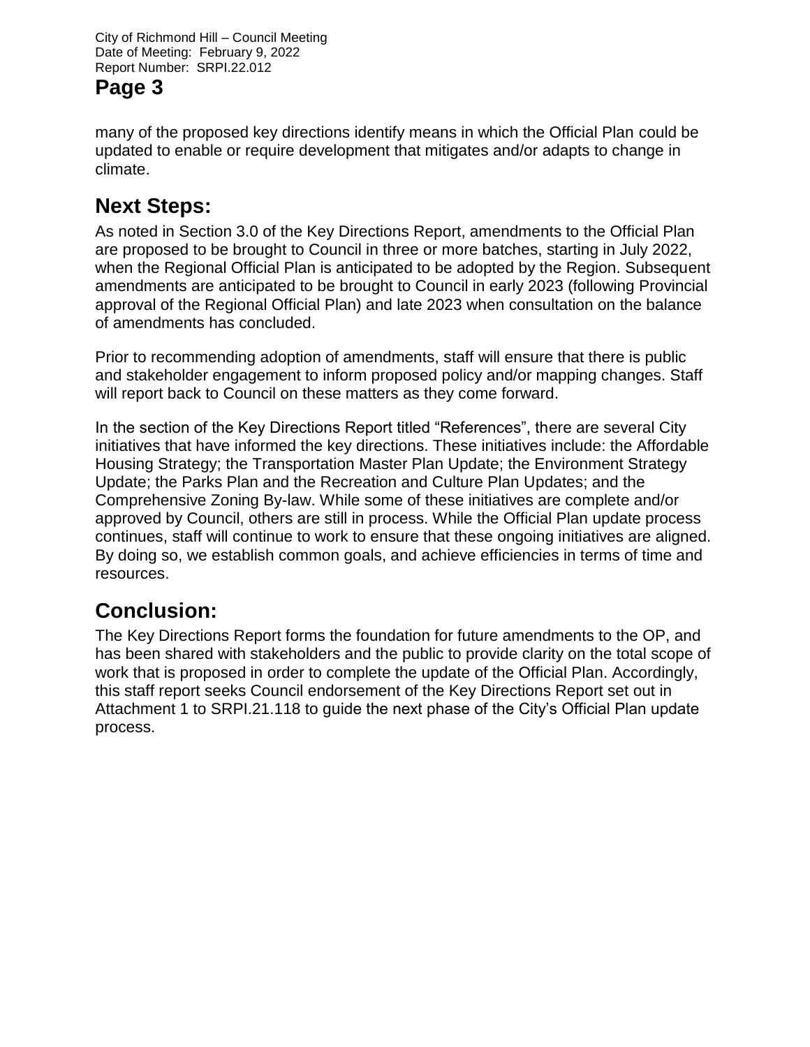many of the proposed key directions identify means in which the Official Plan could be updated to enable or require development that mitigates and/or adapts to change in climate.

## Next Steps:

As noted in Section 3.0 of the Key Directions Report, amendments to the Official Plan are proposed to be brought to Council in three or more batches, starting in July 2022, when the Regional Official Plan is anticipated to be adopted by the Region. Subsequent amendments are anticipated to be brought to Council in early 2023 (following Provincial approval of the Regional Official Plan) and late 2023 when consultation on the balance of amendments has concluded.

Prior to recommending adoption of amendments, staff will ensure that there is public and stakeholder engagement to inform proposed policy and/or mapping changes. Staff will report back to Council on these matters as they come forward.

In the section of the Key Directions Report titled "References", there are several City initiatives that have informed the key directions. These initiatives include: the Affordable Housing Strategy; the Transportation Master Plan Update; the Environment Strategy Update; the Parks Plan and the Recreation and Culture Plan Updates; and the Comprehensive Zoning By-law. While some of these initiatives are complete and/or approved by Council, others are still in process. While the Official Plan update process continues, staff will continue to work to ensure that these ongoing initiatives are aligned. By doing so, we establish common goals, and achieve efficiencies in terms of time and resources.

## Conclusion:

The Key Directions Report forms the foundation for future amendments to the OP, and has been shared with stakeholders and the public to provide clarity on the total scope of work that is proposed in order to complete the update of the Official Plan. Accordingly, this staff report seeks Council endorsement of the Key Directions Report set out in Attachment 1 to SRPI.21.118 to guide the next phase of the City's Official Plan update process.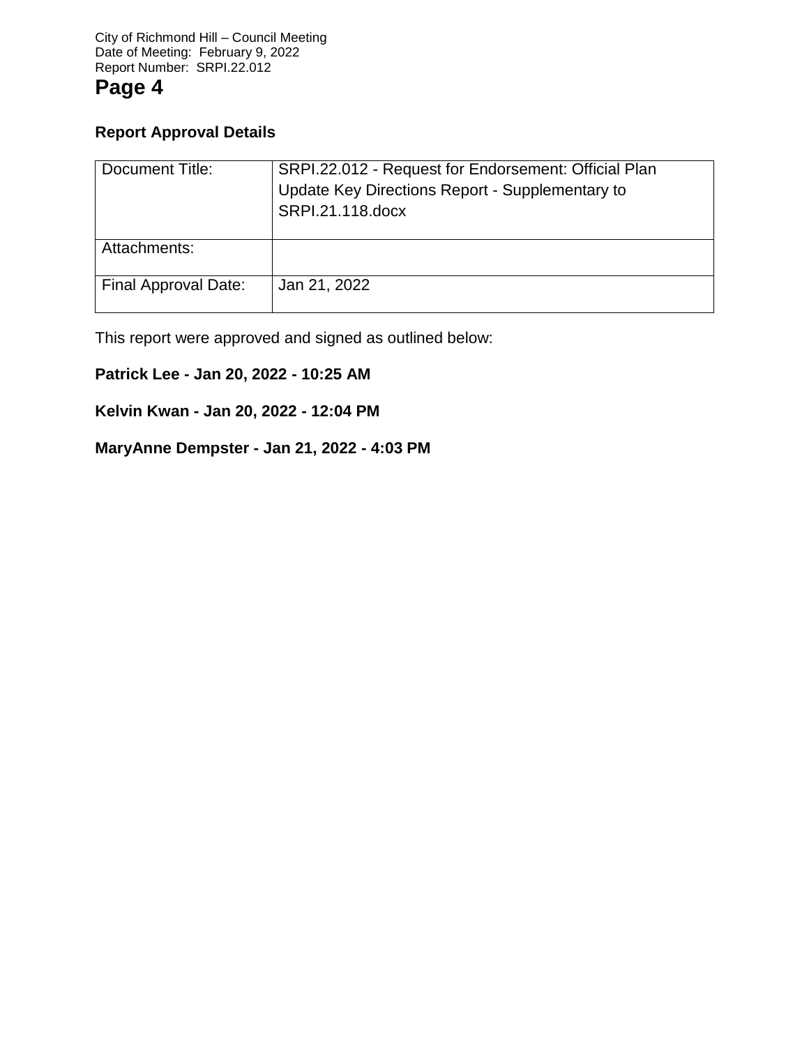### Report Approval Details

| | |
|---|---|
| Document Title: | SRPI.22.012 - Request for Endorsement: Official Plan Update Key Directions Report - Supplementary to SRPI.21.118.docx |
| Attachments: | |
| Final Approval Date: | Jan 21, 2022 |

This report were approved and signed as outlined below:

**Patrick Lee - Jan 20, 2022 - 10:25 AM**

**Kelvin Kwan - Jan 20, 2022 - 12:04 PM**

**MaryAnne Dempster - Jan 21, 2022 - 4:03 PM**